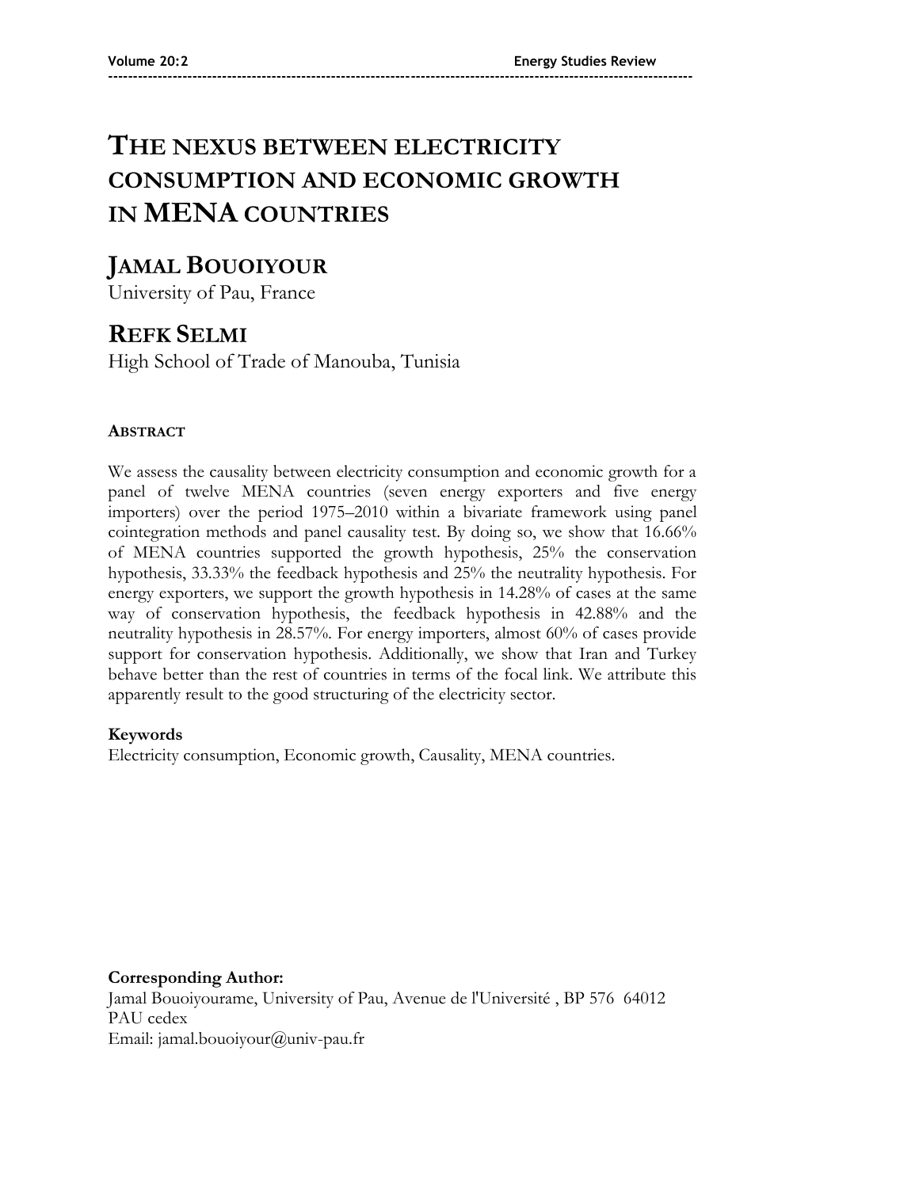# THE NEXUS BETWEEN ELECTRICITY CONSUMPTION AND ECONOMIC GROWTH IN MENA COUNTRIES

## JAMAL BOUOIYOUR

University of Pau, France

## REFK SELMI

High School of Trade of Manouba, Tunisia

### ABSTRACT

We assess the causality between electricity consumption and economic growth for a panel of twelve MENA countries (seven energy exporters and five energy importers) over the period 1975–2010 within a bivariate framework using panel cointegration methods and panel causality test. By doing so, we show that 16.66% of MENA countries supported the growth hypothesis, 25% the conservation hypothesis, 33.33% the feedback hypothesis and 25% the neutrality hypothesis. For energy exporters, we support the growth hypothesis in 14.28% of cases at the same way of conservation hypothesis, the feedback hypothesis in 42.88% and the neutrality hypothesis in 28.57%. For energy importers, almost 60% of cases provide support for conservation hypothesis. Additionally, we show that Iran and Turkey behave better than the rest of countries in terms of the focal link. We attribute this apparently result to the good structuring of the electricity sector.

**Keywords**

Electricity consumption, Economic growth, Causality, MENA countries.

**Corresponding Author:**

Jamal Bouoiyourame, University of Pau, Avenue de l'Université , BP 576 64012 PAU cedex

Email: jamal.bouoiyour@univ-pau.fr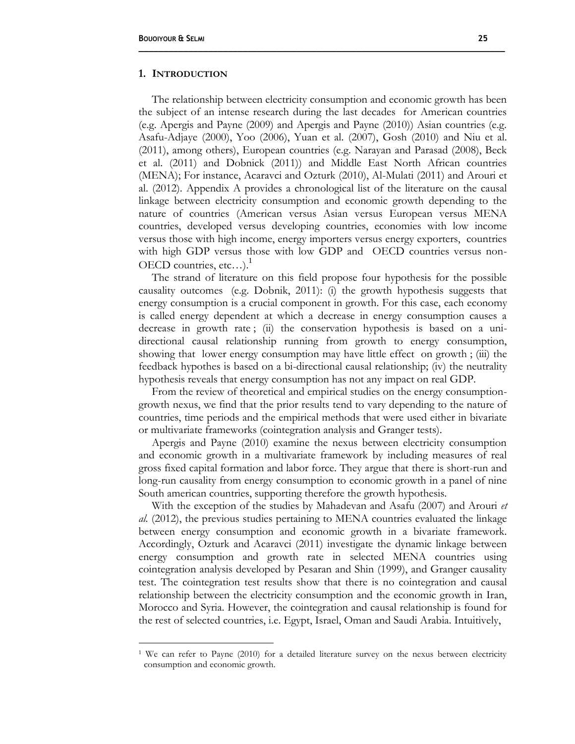## 1. Introduction

The relationship between electricity consumption and economic growth has been the subject of an intense research during the last decades for American countries (e.g. Apergis and Payne (2009) and Apergis and Payne (2010)) Asian countries (e.g. Asafu-Adjaye (2000), Yoo (2006), Yuan et al. (2007), Gosh (2010) and Niu et al. (2011), among others), European countries (e.g. Narayan and Parasad (2008), Beck et al. (2011) and Dobnick (2011)) and Middle East North African countries (MENA); For instance, Acaravci and Ozturk (2010), Al-Mulati (2011) and Arouri et al. (2012). Appendix A provides a chronological list of the literature on the causal linkage between electricity consumption and economic growth depending to the nature of countries (American versus Asian versus European versus MENA countries, developed versus developing countries, economies with low income versus those with high income, energy importers versus energy exporters, countries with high GDP versus those with low GDP and OECD countries versus non-OECD countries, etc…).[1]

The strand of literature on this field propose four hypothesis for the possible causality outcomes (e.g. Dobnik, 2011): (i) the growth hypothesis suggests that energy consumption is a crucial component in growth. For this case, each economy is called energy dependent at which a decrease in energy consumption causes a decrease in growth rate ; (ii) the conservation hypothesis is based on a uni-directional causal relationship running from growth to energy consumption, showing that lower energy consumption may have little effect on growth ; (iii) the feedback hypothes is based on a bi-directional causal relationship; (iv) the neutrality hypothesis reveals that energy consumption has not any impact on real GDP.

From the review of theoretical and empirical studies on the energy consumption-growth nexus, we find that the prior results tend to vary depending to the nature of countries, time periods and the empirical methods that were used either in bivariate or multivariate frameworks (cointegration analysis and Granger tests).

Apergis and Payne (2010) examine the nexus between electricity consumption and economic growth in a multivariate framework by including measures of real gross fixed capital formation and labor force. They argue that there is short-run and long-run causality from energy consumption to economic growth in a panel of nine South american countries, supporting therefore the growth hypothesis.

With the exception of the studies by Mahadevan and Asafu (2007) and Arouri *et al.* (2012), the previous studies pertaining to MENA countries evaluated the linkage between energy consumption and economic growth in a bivariate framework. Accordingly, Ozturk and Acaravci (2011) investigate the dynamic linkage between energy consumption and growth rate in selected MENA countries using cointegration analysis developed by Pesaran and Shin (1999), and Granger causality test. The cointegration test results show that there is no cointegration and causal relationship between the electricity consumption and the economic growth in Iran, Morocco and Syria. However, the cointegration and causal relationship is found for the rest of selected countries, i.e. Egypt, Israel, Oman and Saudi Arabia. Intuitively,

---

[1] We can refer to Payne (2010) for a detailed literature survey on the nexus between electricity consumption and economic growth.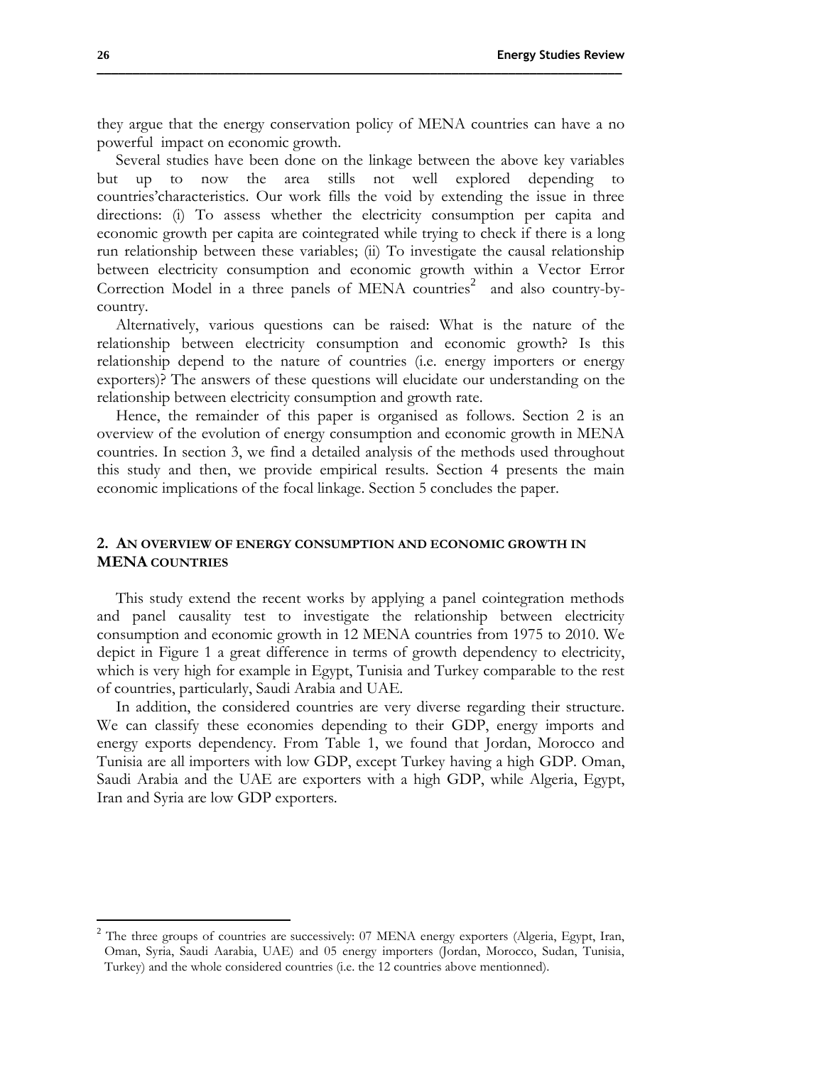they argue that the energy conservation policy of MENA countries can have a no powerful impact on economic growth.

Several studies have been done on the linkage between the above key variables but up to now the area stills not well explored depending to countries'characteristics. Our work fills the void by extending the issue in three directions: (i) To assess whether the electricity consumption per capita and economic growth per capita are cointegrated while trying to check if there is a long run relationship between these variables; (ii) To investigate the causal relationship between electricity consumption and economic growth within a Vector Error Correction Model in a three panels of MENA countries[2] and also country-by-country.

Alternatively, various questions can be raised: What is the nature of the relationship between electricity consumption and economic growth? Is this relationship depend to the nature of countries (i.e. energy importers or energy exporters)? The answers of these questions will elucidate our understanding on the relationship between electricity consumption and growth rate.

Hence, the remainder of this paper is organised as follows. Section 2 is an overview of the evolution of energy consumption and economic growth in MENA countries. In section 3, we find a detailed analysis of the methods used throughout this study and then, we provide empirical results. Section 4 presents the main economic implications of the focal linkage. Section 5 concludes the paper.

## 2. AN OVERVIEW OF ENERGY CONSUMPTION AND ECONOMIC GROWTH IN MENA COUNTRIES

This study extend the recent works by applying a panel cointegration methods and panel causality test to investigate the relationship between electricity consumption and economic growth in 12 MENA countries from 1975 to 2010. We depict in Figure 1 a great difference in terms of growth dependency to electricity, which is very high for example in Egypt, Tunisia and Turkey comparable to the rest of countries, particularly, Saudi Arabia and UAE.

In addition, the considered countries are very diverse regarding their structure. We can classify these economies depending to their GDP, energy imports and energy exports dependency. From Table 1, we found that Jordan, Morocco and Tunisia are all importers with low GDP, except Turkey having a high GDP. Oman, Saudi Arabia and the UAE are exporters with a high GDP, while Algeria, Egypt, Iran and Syria are low GDP exporters.

[2] The three groups of countries are successively: 07 MENA energy exporters (Algeria, Egypt, Iran, Oman, Syria, Saudi Aarabia, UAE) and 05 energy importers (Jordan, Morocco, Sudan, Tunisia, Turkey) and the whole considered countries (i.e. the 12 countries above mentionned).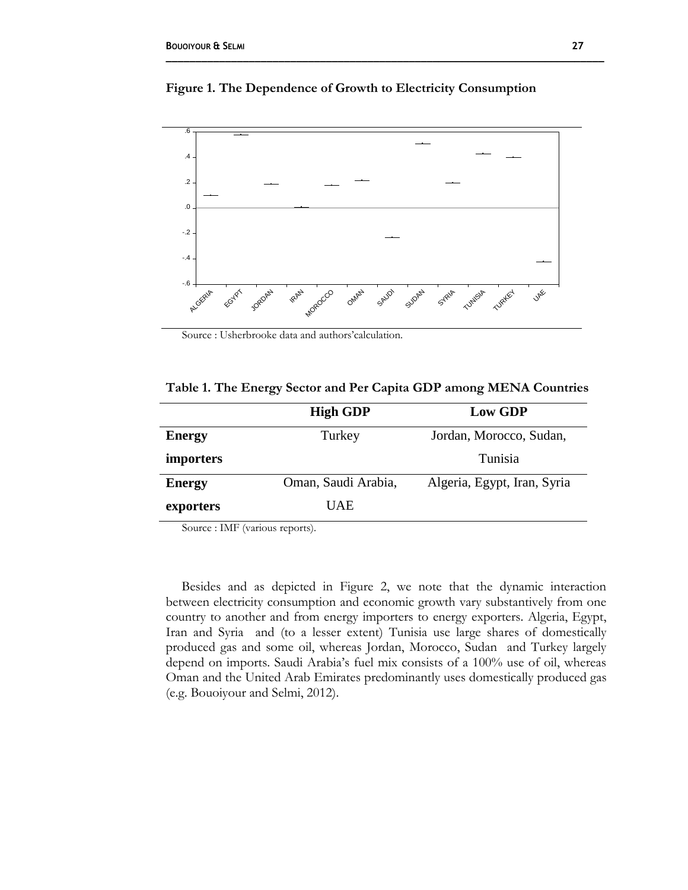**Figure 1. The Dependence of Growth to Electricity Consumption**

Source : Usherbrooke data and authors'calculation.

**Table 1. The Energy Sector and Per Capita GDP among MENA Countries**

| | High GDP | Low GDP |
|---|---|---|
| **Energy importers** | Turkey | Jordan, Morocco, Sudan, Tunisia |
| **Energy exporters** | Oman, Saudi Arabia, UAE | Algeria, Egypt, Iran, Syria |

Source : IMF (various reports).

Besides and as depicted in Figure 2, we note that the dynamic interaction between electricity consumption and economic growth vary substantively from one country to another and from energy importers to energy exporters. Algeria, Egypt, Iran and Syria and (to a lesser extent) Tunisia use large shares of domestically produced gas and some oil, whereas Jordan, Morocco, Sudan and Turkey largely depend on imports. Saudi Arabia's fuel mix consists of a 100% use of oil, whereas Oman and the United Arab Emirates predominantly uses domestically produced gas (e.g. Bouoiyour and Selmi, 2012).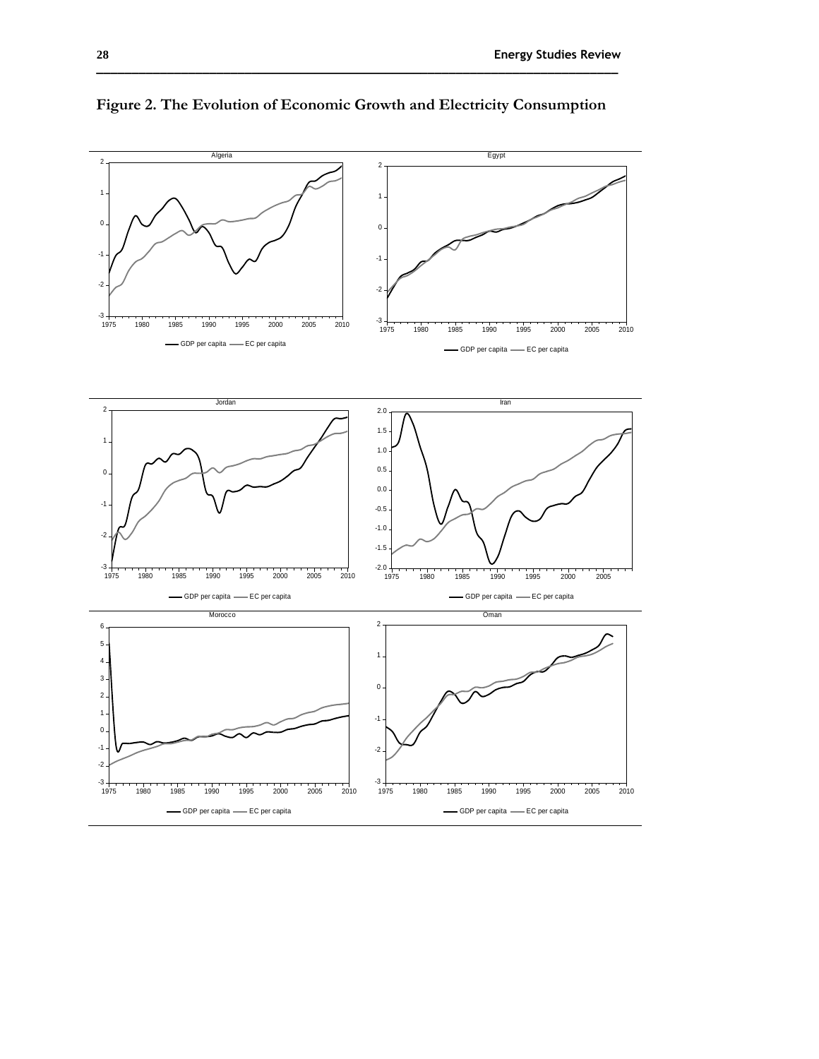**Figure 2. The Evolution of Economic Growth and Electricity Consumption**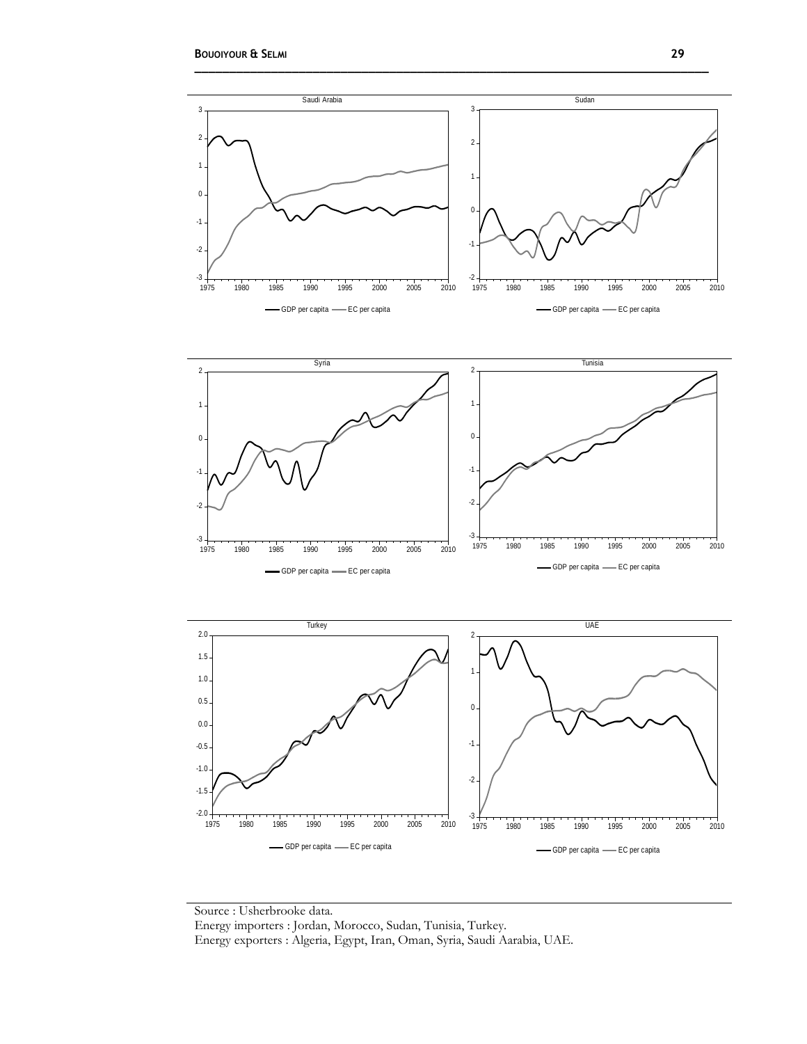Saudi Arabia

Sudan

Syria

Tunisia

Turkey

UAE

GDP per capita — EC per capita

Source : Usherbrooke data.
Energy importers : Jordan, Morocco, Sudan, Tunisia, Turkey.
Energy exporters : Algeria, Egypt, Iran, Oman, Syria, Saudi Aarabia, UAE.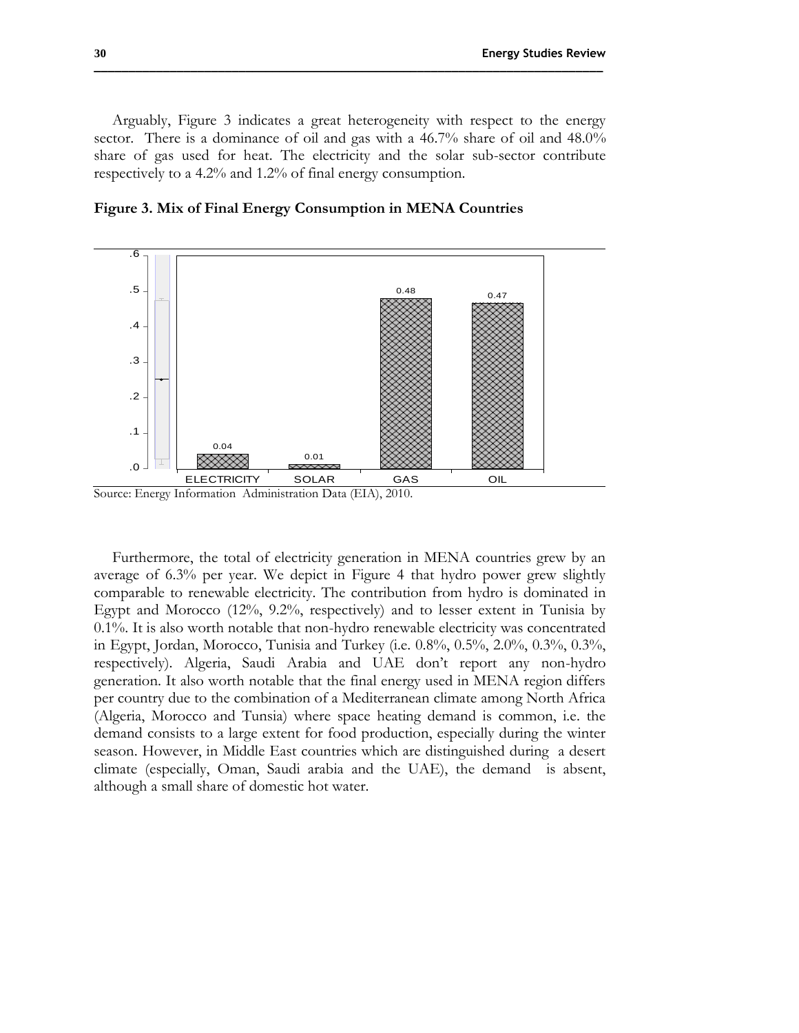Arguably, Figure 3 indicates a great heterogeneity with respect to the energy sector. There is a dominance of oil and gas with a 46.7% share of oil and 48.0% share of gas used for heat. The electricity and the solar sub-sector contribute respectively to a 4.2% and 1.2% of final energy consumption.

**Figure 3. Mix of Final Energy Consumption in MENA Countries**

Source: Energy Information Administration Data (EIA), 2010.

Furthermore, the total of electricity generation in MENA countries grew by an average of 6.3% per year. We depict in Figure 4 that hydro power grew slightly comparable to renewable electricity. The contribution from hydro is dominated in Egypt and Morocco (12%, 9.2%, respectively) and to lesser extent in Tunisia by 0.1%. It is also worth notable that non-hydro renewable electricity was concentrated in Egypt, Jordan, Morocco, Tunisia and Turkey (i.e. 0.8%, 0.5%, 2.0%, 0.3%, 0.3%, respectively). Algeria, Saudi Arabia and UAE don't report any non-hydro generation. It also worth notable that the final energy used in MENA region differs per country due to the combination of a Mediterranean climate among North Africa (Algeria, Morocco and Tunsia) where space heating demand is common, i.e. the demand consists to a large extent for food production, especially during the winter season. However, in Middle East countries which are distinguished during a desert climate (especially, Oman, Saudi arabia and the UAE), the demand is absent, although a small share of domestic hot water.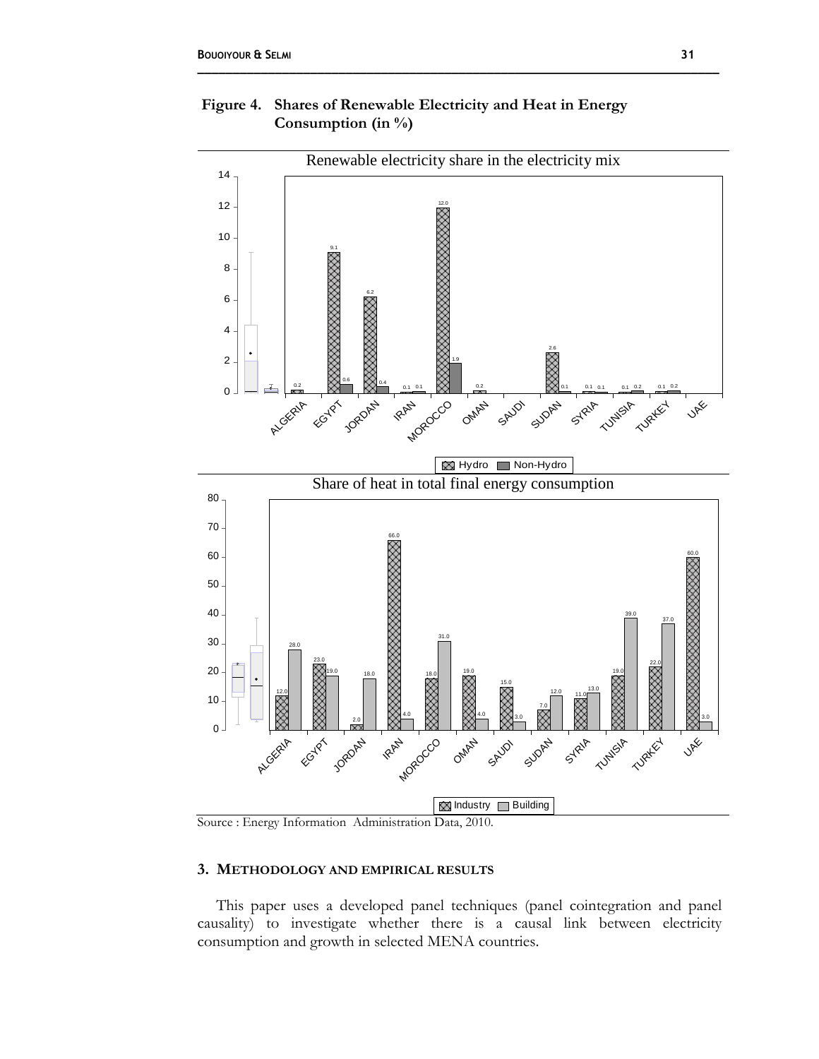**Figure 4. Shares of Renewable Electricity and Heat in Energy Consumption (in %)**

Source : Energy Information Administration Data, 2010.

## 3. METHODOLOGY AND EMPIRICAL RESULTS

This paper uses a developed panel techniques (panel cointegration and panel causality) to investigate whether there is a causal link between electricity consumption and growth in selected MENA countries.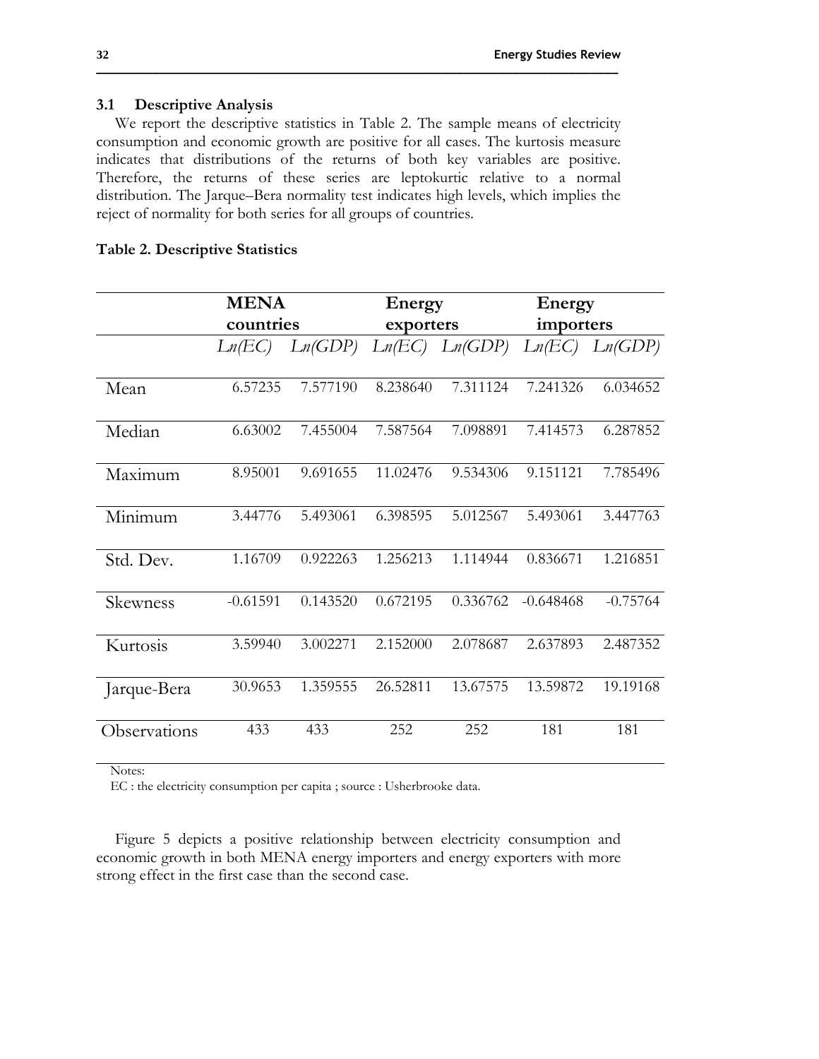### 3.1 Descriptive Analysis

We report the descriptive statistics in Table 2. The sample means of electricity consumption and economic growth are positive for all cases. The kurtosis measure indicates that distributions of the returns of both key variables are positive. Therefore, the returns of these series are leptokurtic relative to a normal distribution. The Jarque–Bera normality test indicates high levels, which implies the reject of normality for both series for all groups of countries.

**Table 2. Descriptive Statistics**

| | **MENA countries** | | **Energy exporters** | | **Energy importers** | |
|---|---|---|---|---|---|---|
| | *Ln(EC)* | *Ln(GDP)* | *Ln(EC)* | *Ln(GDP)* | *Ln(EC)* | *Ln(GDP)* |
| Mean | 6.57235 | 7.577190 | 8.238640 | 7.311124 | 7.241326 | 6.034652 |
| Median | 6.63002 | 7.455004 | 7.587564 | 7.098891 | 7.414573 | 6.287852 |
| Maximum | 8.95001 | 9.691655 | 11.02476 | 9.534306 | 9.151121 | 7.785496 |
| Minimum | 3.44776 | 5.493061 | 6.398595 | 5.012567 | 5.493061 | 3.447763 |
| Std. Dev. | 1.16709 | 0.922263 | 1.256213 | 1.114944 | 0.836671 | 1.216851 |
| Skewness | -0.61591 | 0.143520 | 0.672195 | 0.336762 | -0.648468 | -0.75764 |
| Kurtosis | 3.59940 | 3.002271 | 2.152000 | 2.078687 | 2.637893 | 2.487352 |
| Jarque-Bera | 30.9653 | 1.359555 | 26.52811 | 13.67575 | 13.59872 | 19.19168 |
| Observations | 433 | 433 | 252 | 252 | 181 | 181 |

Notes:
EC : the electricity consumption per capita ; source : Usherbrooke data.

Figure 5 depicts a positive relationship between electricity consumption and economic growth in both MENA energy importers and energy exporters with more strong effect in the first case than the second case.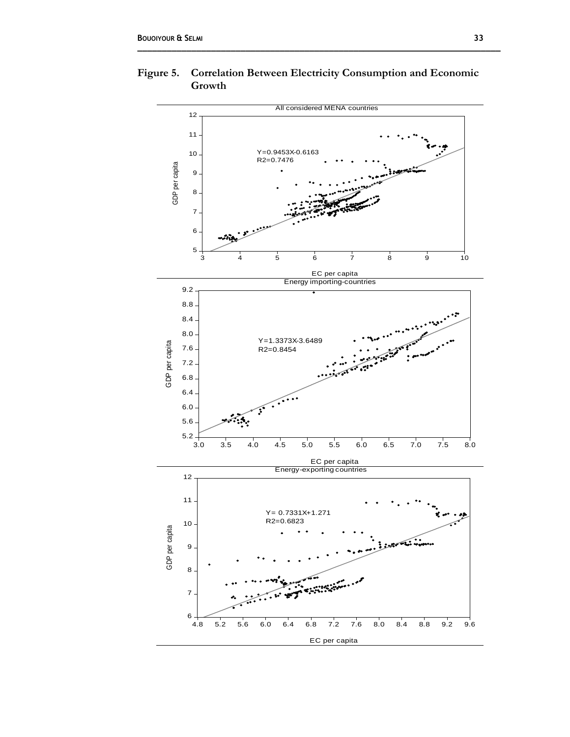**Figure 5. Correlation Between Electricity Consumption and Economic Growth**

All considered MENA countries

$Y=0.9453X-0.6163$
$R^2=0.7476$

Energy importing-countries

$Y=1.3373X-3.6489$
$R^2=0.8454$

Energy-exporting countries

$Y= 0.7331X+1.271$
$R^2=0.6823$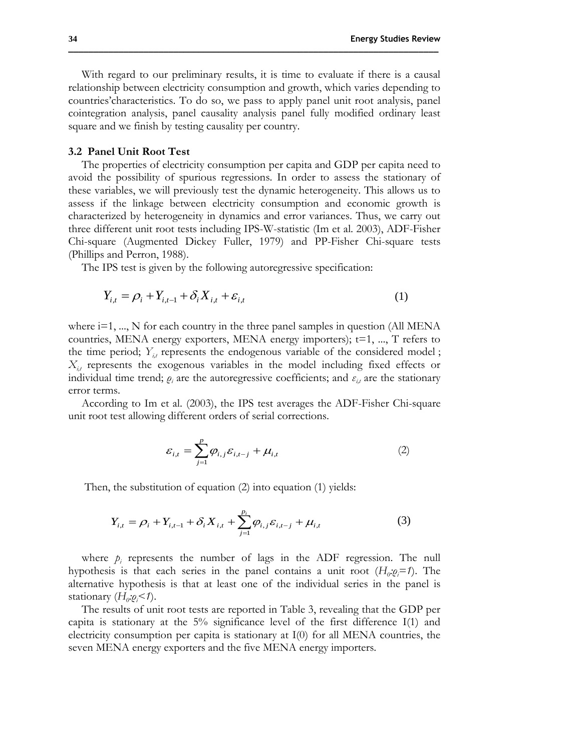With regard to our preliminary results, it is time to evaluate if there is a causal relationship between electricity consumption and growth, which varies depending to countries'characteristics. To do so, we pass to apply panel unit root analysis, panel cointegration analysis, panel causality analysis panel fully modified ordinary least square and we finish by testing causality per country.

### 3.2 Panel Unit Root Test

The properties of electricity consumption per capita and GDP per capita need to avoid the possibility of spurious regressions. In order to assess the stationary of these variables, we will previously test the dynamic heterogeneity. This allows us to assess if the linkage between electricity consumption and economic growth is characterized by heterogeneity in dynamics and error variances. Thus, we carry out three different unit root tests including IPS-W-statistic (Im et al. 2003), ADF-Fisher Chi-square (Augmented Dickey Fuller, 1979) and PP-Fisher Chi-square tests (Phillips and Perron, 1988).

The IPS test is given by the following autoregressive specification:

$$Y_{i,t} = \rho_i + Y_{i,t-1} + \delta_i X_{i,t} + \varepsilon_{i,t} \tag{1}$$

where i=1, ..., N for each country in the three panel samples in question (All MENA countries, MENA energy exporters, MENA energy importers); t=1, ..., T refers to the time period; $Y_{i,t}$ represents the endogenous variable of the considered model ; $X_{i,t}$ represents the exogenous variables in the model including fixed effects or individual time trend; $\varrho_i$ are the autoregressive coefficients; and $\varepsilon_{i,t}$ are the stationary error terms.

According to Im et al. (2003), the IPS test averages the ADF-Fisher Chi-square unit root test allowing different orders of serial corrections.

$$\varepsilon_{i,t} = \sum_{j=1}^{p} \varphi_{i,j} \varepsilon_{i,t-j} + \mu_{i,t} \tag{2}$$

Then, the substitution of equation (2) into equation (1) yields:

$$Y_{i,t} = \rho_i + Y_{i,t-1} + \delta_i X_{i,t} + \sum_{j=1}^{p_i} \varphi_{i,j} \varepsilon_{i,t-j} + \mu_{i,t} \tag{3}$$

where $p_i$ represents the number of lags in the ADF regression. The null hypothesis is that each series in the panel contains a unit root ($H_0$:$\varrho_i$=*1*). The alternative hypothesis is that at least one of the individual series in the panel is stationary ($H_0$:$\varrho_i$<*1*).

The results of unit root tests are reported in Table 3, revealing that the GDP per capita is stationary at the 5% significance level of the first difference I(1) and electricity consumption per capita is stationary at I(0) for all MENA countries, the seven MENA energy exporters and the five MENA energy importers.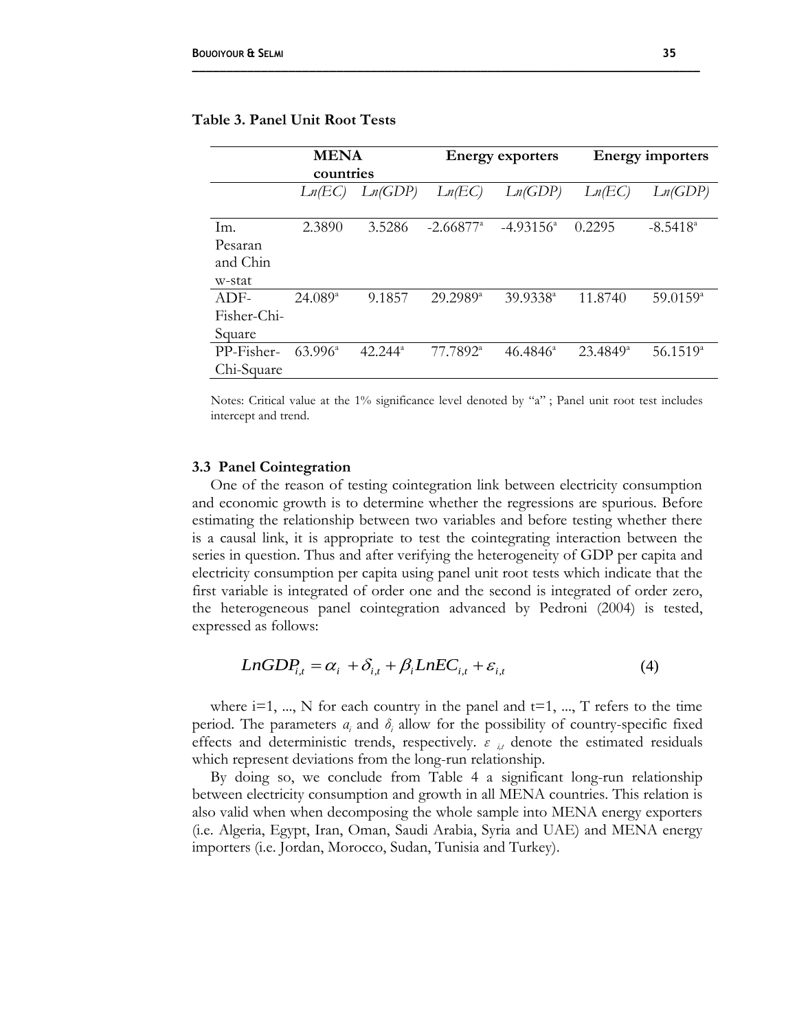**Table 3. Panel Unit Root Tests**

| | MENA countries | | Energy exporters | | Energy importers | |
|---|---|---|---|---|---|---|
| | *Ln(EC)* | *Ln(GDP)* | *Ln(EC)* | *Ln(GDP)* | *Ln(EC)* | *Ln(GDP)* |
| Im. Pesaran and Chin w-stat | 2.3890 | 3.5286 | -2.66877[a] | -4.93156[a] | 0.2295 | -8.5418[a] |
| ADF-Fisher-Chi-Square | 24.089[a] | 9.1857 | 29.2989[a] | 39.9338[a] | 11.8740 | 59.0159[a] |
| PP-Fisher-Chi-Square | 63.996[a] | 42.244[a] | 77.7892[a] | 46.4846[a] | 23.4849[a] | 56.1519[a] |

Notes: Critical value at the 1% significance level denoted by "a" ; Panel unit root test includes intercept and trend.

### 3.3 Panel Cointegration

One of the reason of testing cointegration link between electricity consumption and economic growth is to determine whether the regressions are spurious. Before estimating the relationship between two variables and before testing whether there is a causal link, it is appropriate to test the cointegrating interaction between the series in question. Thus and after verifying the heterogeneity of GDP per capita and electricity consumption per capita using panel unit root tests which indicate that the first variable is integrated of order one and the second is integrated of order zero, the heterogeneous panel cointegration advanced by Pedroni (2004) is tested, expressed as follows:

$$LnGDP_{i,t} = \alpha_i + \delta_{i,t} + \beta_i LnEC_{i,t} + \varepsilon_{i,t} \tag{4}$$

where i=1, ..., N for each country in the panel and t=1, ..., T refers to the time period. The parameters $a_i$ and $\delta_i$ allow for the possibility of country-specific fixed effects and deterministic trends, respectively. $\varepsilon_{i,t}$ denote the estimated residuals which represent deviations from the long-run relationship.

By doing so, we conclude from Table 4 a significant long-run relationship between electricity consumption and growth in all MENA countries. This relation is also valid when when decomposing the whole sample into MENA energy exporters (i.e. Algeria, Egypt, Iran, Oman, Saudi Arabia, Syria and UAE) and MENA energy importers (i.e. Jordan, Morocco, Sudan, Tunisia and Turkey).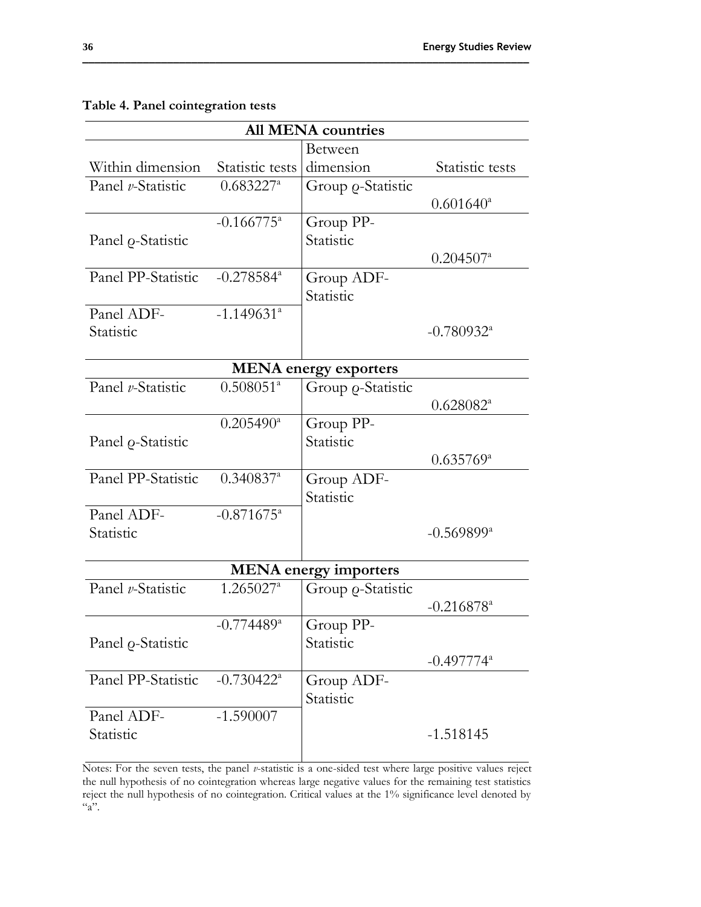**Table 4. Panel cointegration tests**

| Within dimension | Statistic tests | Between dimension | Statistic tests |
|---|---|---|---|
| **All MENA countries** | | | |
| Panel $v$-Statistic | 0.683227[a] | Group $\varrho$-Statistic | 0.601640[a] |
| Panel $\varrho$-Statistic | -0.166775[a] | Group PP-Statistic | 0.204507[a] |
| Panel PP-Statistic | -0.278584[a] | Group ADF-Statistic | -0.780932[a] |
| Panel ADF-Statistic | -1.149631[a] | | |
| **MENA energy exporters** | | | |
| Panel $v$-Statistic | 0.508051[a] | Group $\varrho$-Statistic | 0.628082[a] |
| Panel $\varrho$-Statistic | 0.205490[a] | Group PP-Statistic | 0.635769[a] |
| Panel PP-Statistic | 0.340837[a] | Group ADF-Statistic | -0.569899[a] |
| Panel ADF-Statistic | -0.871675[a] | | |
| **MENA energy importers** | | | |
| Panel $v$-Statistic | 1.265027[a] | Group $\varrho$-Statistic | -0.216878[a] |
| Panel $\varrho$-Statistic | -0.774489[a] | Group PP-Statistic | -0.497774[a] |
| Panel PP-Statistic | -0.730422[a] | Group ADF-Statistic | -1.518145 |
| Panel ADF-Statistic | -1.590007 | | |

Notes: For the seven tests, the panel $v$-statistic is a one-sided test where large positive values reject the null hypothesis of no cointegration whereas large negative values for the remaining test statistics reject the null hypothesis of no cointegration. Critical values at the 1% significance level denoted by "a".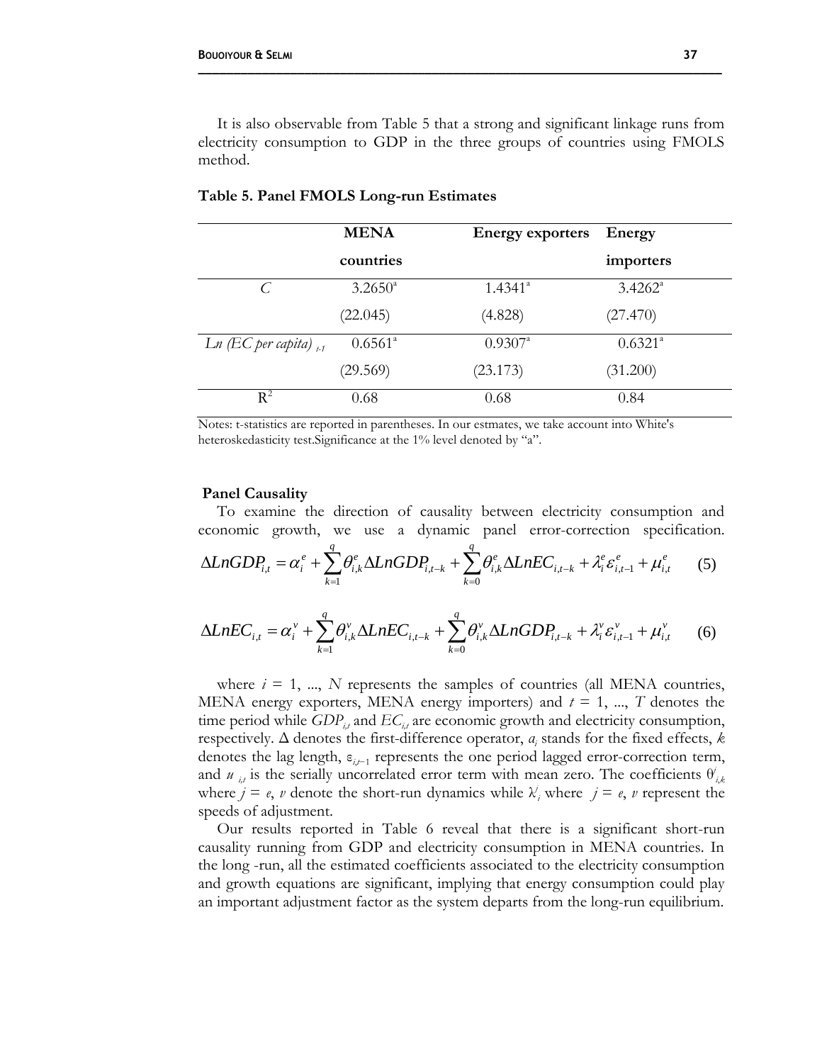It is also observable from Table 5 that a strong and significant linkage runs from electricity consumption to GDP in the three groups of countries using FMOLS method.

**Table 5. Panel FMOLS Long-run Estimates**

| | **MENA countries** | **Energy exporters** | **Energy importers** |
|---|---|---|---|
| $C$ | 3.2650[a] | 1.4341[a] | 3.4262[a] |
| | (22.045) | (4.828) | (27.470) |
| $Ln$ *(EC per capita)* $_{t-1}$ | 0.6561[a] | 0.9307[a] | 0.6321[a] |
| | (29.569) | (23.173) | (31.200) |
| $R^2$ | 0.68 | 0.68 | 0.84 |

Notes: t-statistics are reported in parentheses. In our estmates, we take account into White's heteroskedasticity test.Significance at the 1% level denoted by "a".

**Panel Causality**

To examine the direction of causality between electricity consumption and economic growth, we use a dynamic panel error-correction specification.

$$\Delta LnGDP_{i,t} = \alpha_i^e + \sum_{k=1}^{q} \theta_{i,k}^e \Delta LnGDP_{i,t-k} + \sum_{k=0}^{q} \theta_{i,k}^e \Delta LnEC_{i,t-k} + \lambda_i^e \varepsilon_{i,t-1}^e + \mu_{i,t}^e \quad (5)$$

$$\Delta LnEC_{i,t} = \alpha_i^v + \sum_{k=1}^{q} \theta_{i,k}^v \Delta LnEC_{i,t-k} + \sum_{k=0}^{q} \theta_{i,k}^v \Delta LnGDP_{i,t-k} + \lambda_i^v \varepsilon_{i,t-1}^v + \mu_{i,t}^v \quad (6)$$

where $i = 1, ..., N$ represents the samples of countries (all MENA countries, MENA energy exporters, MENA energy importers) and $t = 1, ..., T$ denotes the time period while $GDP_{i,t}$ and $EC_{i,t}$ are economic growth and electricity consumption, respectively. $\Delta$ denotes the first-difference operator, $a_i$ stands for the fixed effects, $k$ denotes the lag length, $\varepsilon_{i,t-1}$ represents the one period lagged error-correction term, and $u_{i,t}$ is the serially uncorrelated error term with mean zero. The coefficients $\theta^j_{i,k}$ where $j = e$, $v$ denote the short-run dynamics while $\lambda^j_i$ where $j = e$, $v$ represent the speeds of adjustment.

Our results reported in Table 6 reveal that there is a significant short-run causality running from GDP and electricity consumption in MENA countries. In the long -run, all the estimated coefficients associated to the electricity consumption and growth equations are significant, implying that energy consumption could play an important adjustment factor as the system departs from the long-run equilibrium.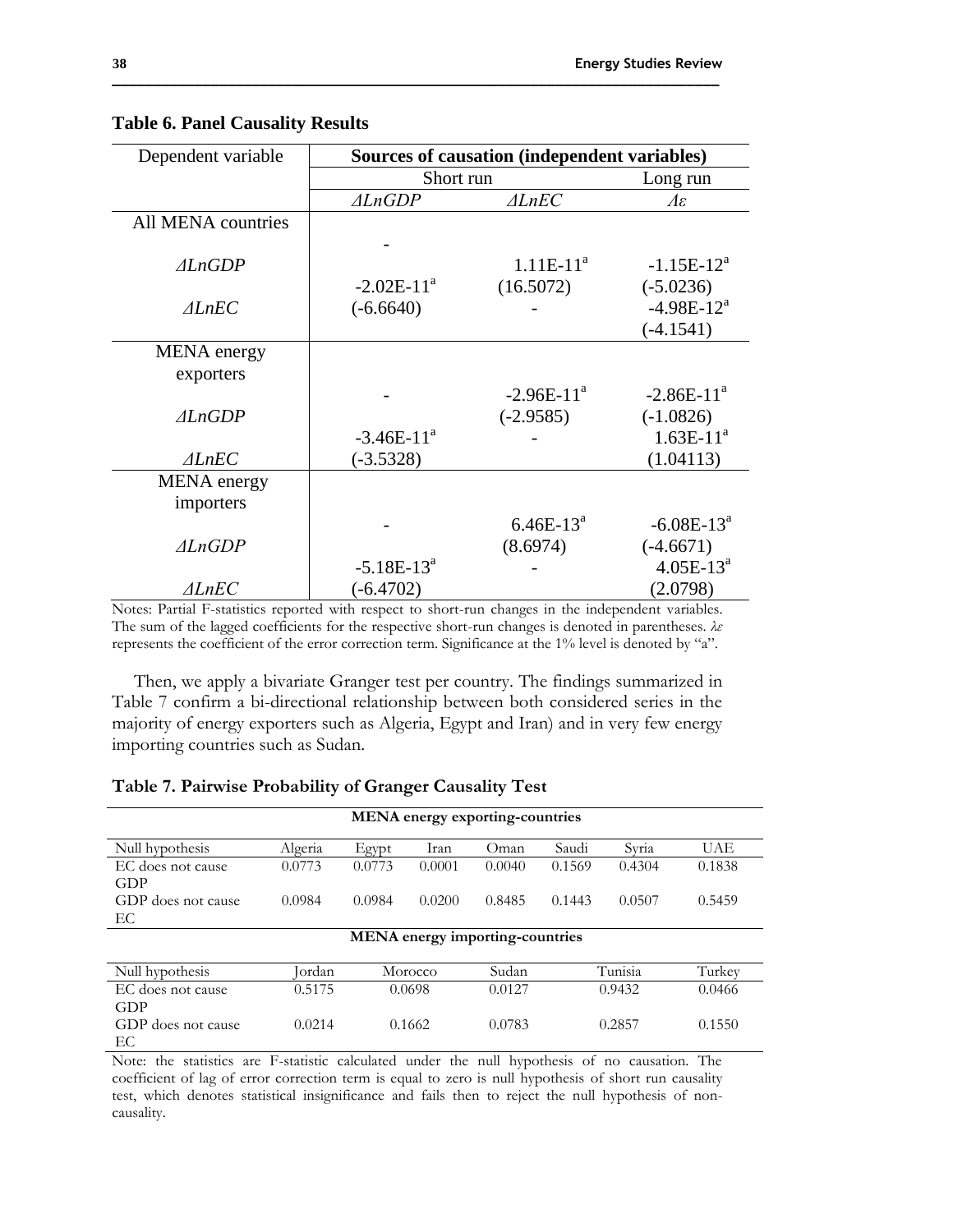**Table 6. Panel Causality Results**

| Dependent variable | Sources of causation (independent variables) | | |
|---|---|---|---|
| | Short run | | Long run |
| | $\Delta LnGDP$ | $\Delta LnEC$ | $\Lambda\varepsilon$ |
| All MENA countries | | | |
| $\Delta LnGDP$ | - | 1.11E-11[a] (16.5072) | -1.15E-12[a] (-5.0236) |
| $\Delta LnEC$ | -2.02E-11[a] (-6.6640) | - | -4.98E-12[a] (-4.1541) |
| MENA energy exporters | | | |
| $\Delta LnGDP$ | - | -2.96E-11[a] (-2.9585) | -2.86E-11[a] (-1.0826) |
| $\Delta LnEC$ | -3.46E-11[a] (-3.5328) | - | 1.63E-11[a] (1.04113) |
| MENA energy importers | | | |
| $\Delta LnGDP$ | - | 6.46E-13[a] (8.6974) | -6.08E-13[a] (-4.6671) |
| $\Delta LnEC$ | -5.18E-13[a] (-6.4702) | - | 4.05E-13[a] (2.0798) |

Notes: Partial F-statistics reported with respect to short-run changes in the independent variables. The sum of the lagged coefficients for the respective short-run changes is denoted in parentheses. $\lambda\varepsilon$ represents the coefficient of the error correction term. Significance at the 1% level is denoted by "a".

Then, we apply a bivariate Granger test per country. The findings summarized in Table 7 confirm a bi-directional relationship between both considered series in the majority of energy exporters such as Algeria, Egypt and Iran) and in very few energy importing countries such as Sudan.

**Table 7. Pairwise Probability of Granger Causality Test**

| MENA energy exporting-countries | | | | | | | |
|---|---|---|---|---|---|---|---|
| Null hypothesis | Algeria | Egypt | Iran | Oman | Saudi | Syria | UAE |
| EC does not cause GDP | 0.0773 | 0.0773 | 0.0001 | 0.0040 | 0.1569 | 0.4304 | 0.1838 |
| GDP does not cause EC | 0.0984 | 0.0984 | 0.0200 | 0.8485 | 0.1443 | 0.0507 | 0.5459 |

| MENA energy importing-countries | | | | | |
|---|---|---|---|---|---|
| Null hypothesis | Jordan | Morocco | Sudan | Tunisia | Turkey |
| EC does not cause GDP | 0.5175 | 0.0698 | 0.0127 | 0.9432 | 0.0466 |
| GDP does not cause EC | 0.0214 | 0.1662 | 0.0783 | 0.2857 | 0.1550 |

Note: the statistics are F-statistic calculated under the null hypothesis of no causation. The coefficient of lag of error correction term is equal to zero is null hypothesis of short run causality test, which denotes statistical insignificance and fails then to reject the null hypothesis of non-causality.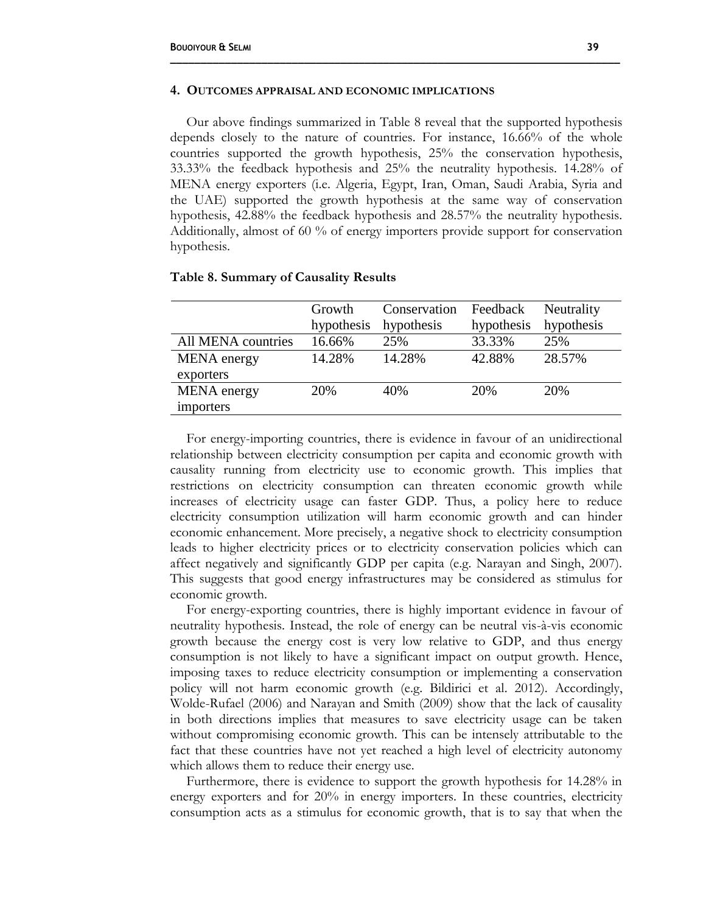## 4. OUTCOMES APPRAISAL AND ECONOMIC IMPLICATIONS

Our above findings summarized in Table 8 reveal that the supported hypothesis depends closely to the nature of countries. For instance, 16.66% of the whole countries supported the growth hypothesis, 25% the conservation hypothesis, 33.33% the feedback hypothesis and 25% the neutrality hypothesis. 14.28% of MENA energy exporters (i.e. Algeria, Egypt, Iran, Oman, Saudi Arabia, Syria and the UAE) supported the growth hypothesis at the same way of conservation hypothesis, 42.88% the feedback hypothesis and 28.57% the neutrality hypothesis. Additionally, almost of 60 % of energy importers provide support for conservation hypothesis.

**Table 8. Summary of Causality Results**

| | Growth hypothesis | Conservation hypothesis | Feedback hypothesis | Neutrality hypothesis |
|---|---|---|---|---|
| All MENA countries | 16.66% | 25% | 33.33% | 25% |
| MENA energy exporters | 14.28% | 14.28% | 42.88% | 28.57% |
| MENA energy importers | 20% | 40% | 20% | 20% |

For energy-importing countries, there is evidence in favour of an unidirectional relationship between electricity consumption per capita and economic growth with causality running from electricity use to economic growth. This implies that restrictions on electricity consumption can threaten economic growth while increases of electricity usage can faster GDP. Thus, a policy here to reduce electricity consumption utilization will harm economic growth and can hinder economic enhancement. More precisely, a negative shock to electricity consumption leads to higher electricity prices or to electricity conservation policies which can affect negatively and significantly GDP per capita (e.g. Narayan and Singh, 2007). This suggests that good energy infrastructures may be considered as stimulus for economic growth.

For energy-exporting countries, there is highly important evidence in favour of neutrality hypothesis. Instead, the role of energy can be neutral vis-à-vis economic growth because the energy cost is very low relative to GDP, and thus energy consumption is not likely to have a significant impact on output growth. Hence, imposing taxes to reduce electricity consumption or implementing a conservation policy will not harm economic growth (e.g. Bildirici et al. 2012). Accordingly, Wolde-Rufael (2006) and Narayan and Smith (2009) show that the lack of causality in both directions implies that measures to save electricity usage can be taken without compromising economic growth. This can be intensely attributable to the fact that these countries have not yet reached a high level of electricity autonomy which allows them to reduce their energy use.

Furthermore, there is evidence to support the growth hypothesis for 14.28% in energy exporters and for 20% in energy importers. In these countries, electricity consumption acts as a stimulus for economic growth, that is to say that when the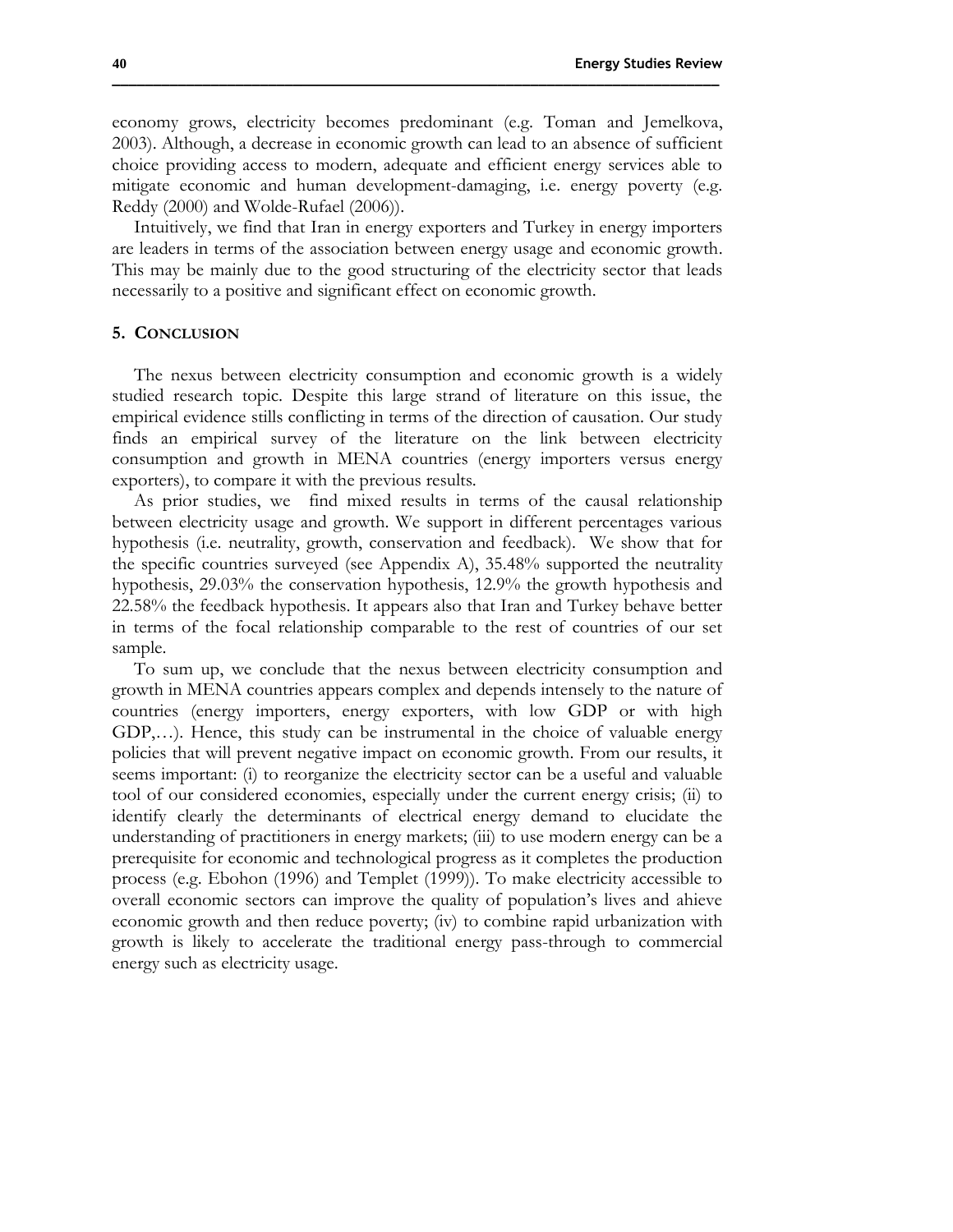economy grows, electricity becomes predominant (e.g. Toman and Jemelkova, 2003). Although, a decrease in economic growth can lead to an absence of sufficient choice providing access to modern, adequate and efficient energy services able to mitigate economic and human development-damaging, i.e. energy poverty (e.g. Reddy (2000) and Wolde-Rufael (2006)).

Intuitively, we find that Iran in energy exporters and Turkey in energy importers are leaders in terms of the association between energy usage and economic growth. This may be mainly due to the good structuring of the electricity sector that leads necessarily to a positive and significant effect on economic growth.

## 5. Conclusion

The nexus between electricity consumption and economic growth is a widely studied research topic. Despite this large strand of literature on this issue, the empirical evidence stills conflicting in terms of the direction of causation. Our study finds an empirical survey of the literature on the link between electricity consumption and growth in MENA countries (energy importers versus energy exporters), to compare it with the previous results.

As prior studies, we find mixed results in terms of the causal relationship between electricity usage and growth. We support in different percentages various hypothesis (i.e. neutrality, growth, conservation and feedback). We show that for the specific countries surveyed (see Appendix A), 35.48% supported the neutrality hypothesis, 29.03% the conservation hypothesis, 12.9% the growth hypothesis and 22.58% the feedback hypothesis. It appears also that Iran and Turkey behave better in terms of the focal relationship comparable to the rest of countries of our set sample.

To sum up, we conclude that the nexus between electricity consumption and growth in MENA countries appears complex and depends intensely to the nature of countries (energy importers, energy exporters, with low GDP or with high GDP,…). Hence, this study can be instrumental in the choice of valuable energy policies that will prevent negative impact on economic growth. From our results, it seems important: (i) to reorganize the electricity sector can be a useful and valuable tool of our considered economies, especially under the current energy crisis; (ii) to identify clearly the determinants of electrical energy demand to elucidate the understanding of practitioners in energy markets; (iii) to use modern energy can be a prerequisite for economic and technological progress as it completes the production process (e.g. Ebohon (1996) and Templet (1999)). To make electricity accessible to overall economic sectors can improve the quality of population's lives and ahieve economic growth and then reduce poverty; (iv) to combine rapid urbanization with growth is likely to accelerate the traditional energy pass-through to commercial energy such as electricity usage.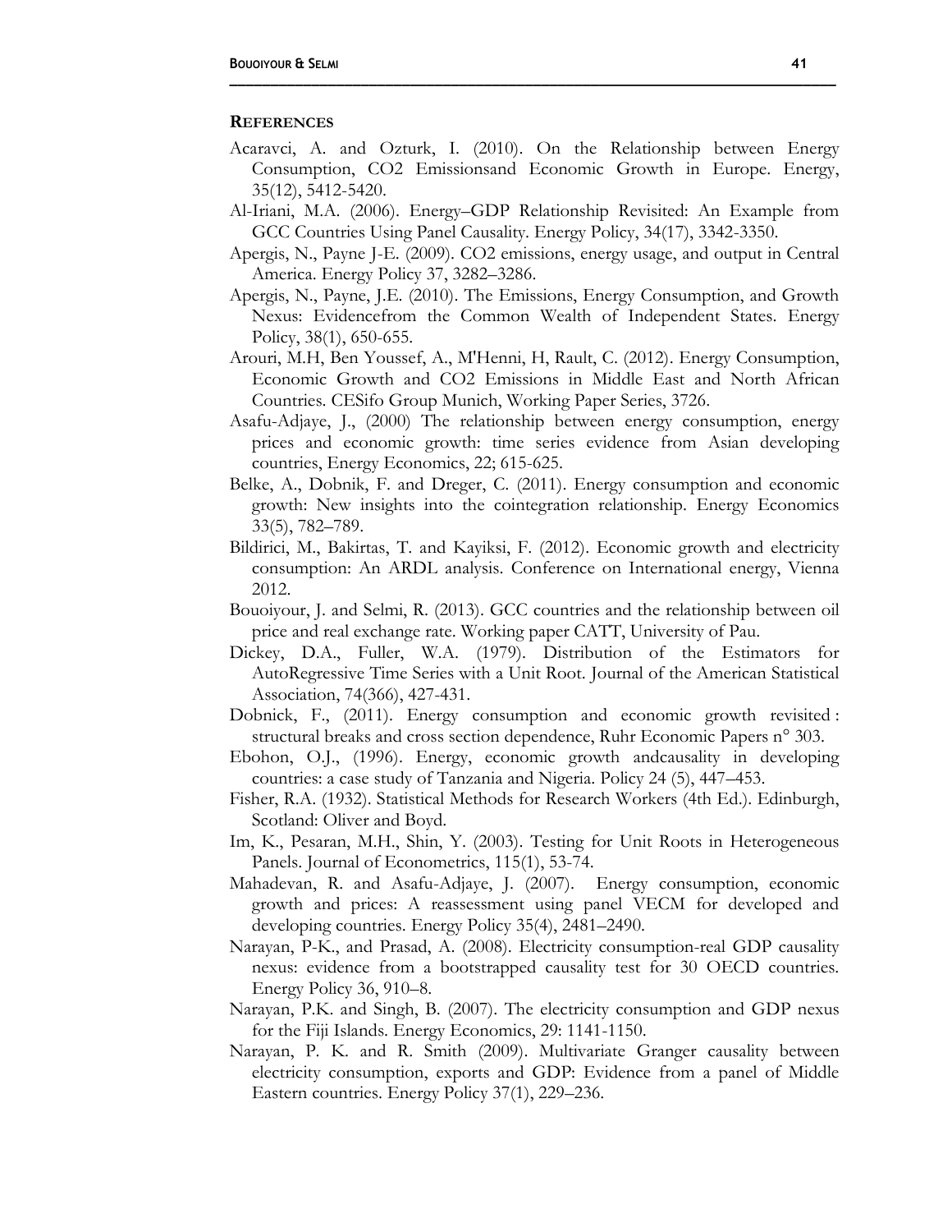## REFERENCES

Acaravci, A. and Ozturk, I. (2010). On the Relationship between Energy Consumption, CO2 Emissionsand Economic Growth in Europe. Energy, 35(12), 5412-5420.

Al-Iriani, M.A. (2006). Energy–GDP Relationship Revisited: An Example from GCC Countries Using Panel Causality. Energy Policy, 34(17), 3342-3350.

Apergis, N., Payne J-E. (2009). CO2 emissions, energy usage, and output in Central America. Energy Policy 37, 3282–3286.

Apergis, N., Payne, J.E. (2010). The Emissions, Energy Consumption, and Growth Nexus: Evidencefrom the Common Wealth of Independent States. Energy Policy, 38(1), 650-655.

Arouri, M.H, Ben Youssef, A., M'Henni, H, Rault, C. (2012). Energy Consumption, Economic Growth and CO2 Emissions in Middle East and North African Countries. CESifo Group Munich, Working Paper Series, 3726.

Asafu-Adjaye, J., (2000) The relationship between energy consumption, energy prices and economic growth: time series evidence from Asian developing countries, Energy Economics, 22; 615-625.

Belke, A., Dobnik, F. and Dreger, C. (2011). Energy consumption and economic growth: New insights into the cointegration relationship. Energy Economics 33(5), 782–789.

Bildirici, M., Bakirtas, T. and Kayiksi, F. (2012). Economic growth and electricity consumption: An ARDL analysis. Conference on International energy, Vienna 2012.

Bouoiyour, J. and Selmi, R. (2013). GCC countries and the relationship between oil price and real exchange rate. Working paper CATT, University of Pau.

Dickey, D.A., Fuller, W.A. (1979). Distribution of the Estimators for AutoRegressive Time Series with a Unit Root. Journal of the American Statistical Association, 74(366), 427-431.

Dobnick, F., (2011). Energy consumption and economic growth revisited : structural breaks and cross section dependence, Ruhr Economic Papers n° 303.

Ebohon, O.J., (1996). Energy, economic growth andcausality in developing countries: a case study of Tanzania and Nigeria. Policy 24 (5), 447–453.

Fisher, R.A. (1932). Statistical Methods for Research Workers (4th Ed.). Edinburgh, Scotland: Oliver and Boyd.

Im, K., Pesaran, M.H., Shin, Y. (2003). Testing for Unit Roots in Heterogeneous Panels. Journal of Econometrics, 115(1), 53-74.

Mahadevan, R. and Asafu-Adjaye, J. (2007). Energy consumption, economic growth and prices: A reassessment using panel VECM for developed and developing countries. Energy Policy 35(4), 2481–2490.

Narayan, P-K., and Prasad, A. (2008). Electricity consumption-real GDP causality nexus: evidence from a bootstrapped causality test for 30 OECD countries. Energy Policy 36, 910–8.

Narayan, P.K. and Singh, B. (2007). The electricity consumption and GDP nexus for the Fiji Islands. Energy Economics, 29: 1141-1150.

Narayan, P. K. and R. Smith (2009). Multivariate Granger causality between electricity consumption, exports and GDP: Evidence from a panel of Middle Eastern countries. Energy Policy 37(1), 229–236.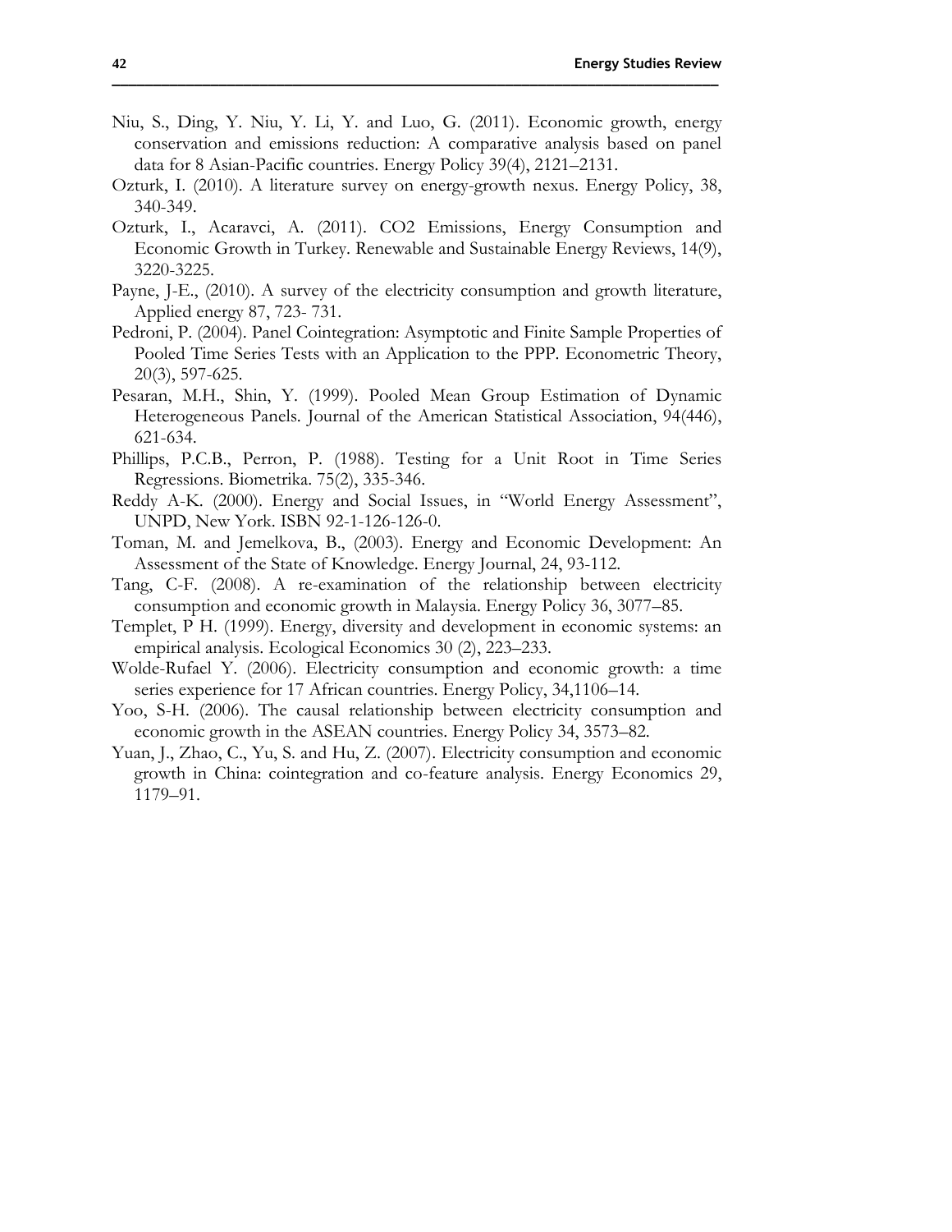Niu, S., Ding, Y. Niu, Y. Li, Y. and Luo, G. (2011). Economic growth, energy conservation and emissions reduction: A comparative analysis based on panel data for 8 Asian-Pacific countries. Energy Policy 39(4), 2121–2131.

Ozturk, I. (2010). A literature survey on energy-growth nexus. Energy Policy, 38, 340-349.

Ozturk, I., Acaravci, A. (2011). CO2 Emissions, Energy Consumption and Economic Growth in Turkey. Renewable and Sustainable Energy Reviews, 14(9), 3220-3225.

Payne, J-E., (2010). A survey of the electricity consumption and growth literature, Applied energy 87, 723- 731.

Pedroni, P. (2004). Panel Cointegration: Asymptotic and Finite Sample Properties of Pooled Time Series Tests with an Application to the PPP. Econometric Theory, 20(3), 597-625.

Pesaran, M.H., Shin, Y. (1999). Pooled Mean Group Estimation of Dynamic Heterogeneous Panels. Journal of the American Statistical Association, 94(446), 621-634.

Phillips, P.C.B., Perron, P. (1988). Testing for a Unit Root in Time Series Regressions. Biometrika. 75(2), 335-346.

Reddy A-K. (2000). Energy and Social Issues, in "World Energy Assessment", UNPD, New York. ISBN 92-1-126-126-0.

Toman, M. and Jemelkova, B., (2003). Energy and Economic Development: An Assessment of the State of Knowledge. Energy Journal, 24, 93-112.

Tang, C-F. (2008). A re-examination of the relationship between electricity consumption and economic growth in Malaysia. Energy Policy 36, 3077–85.

Templet, P H. (1999). Energy, diversity and development in economic systems: an empirical analysis. Ecological Economics 30 (2), 223–233.

Wolde-Rufael Y. (2006). Electricity consumption and economic growth: a time series experience for 17 African countries. Energy Policy, 34,1106–14.

Yoo, S-H. (2006). The causal relationship between electricity consumption and economic growth in the ASEAN countries. Energy Policy 34, 3573–82.

Yuan, J., Zhao, C., Yu, S. and Hu, Z. (2007). Electricity consumption and economic growth in China: cointegration and co-feature analysis. Energy Economics 29, 1179–91.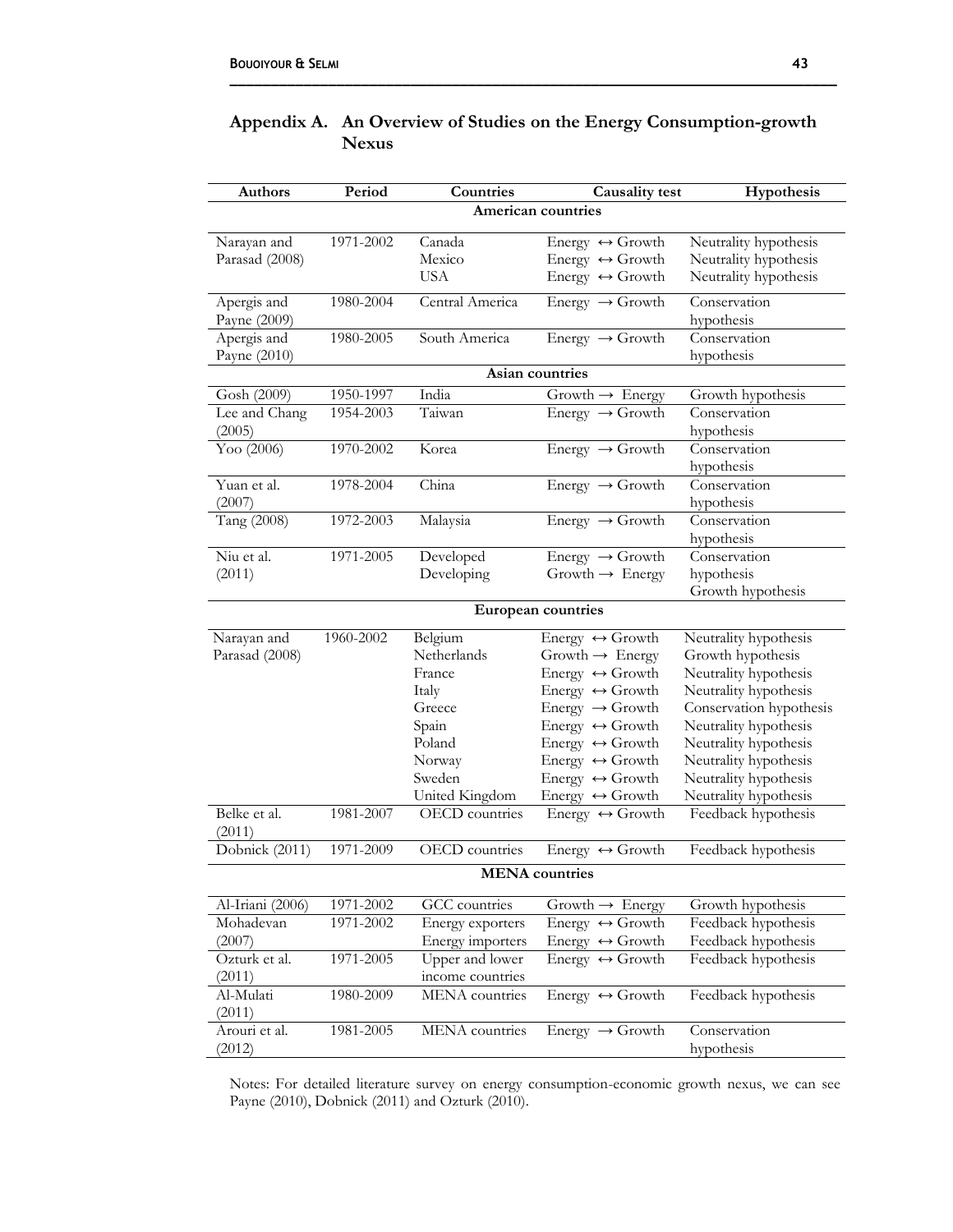## Appendix A. An Overview of Studies on the Energy Consumption-growth Nexus

| Authors | Period | Countries | Causality test | Hypothesis |
|---|---|---|---|---|
| **American countries** | | | | |
| Narayan and Parasad (2008) | 1971-2002 | Canada | Energy ↔ Growth | Neutrality hypothesis |
| | | Mexico | Energy ↔ Growth | Neutrality hypothesis |
| | | USA | Energy ↔ Growth | Neutrality hypothesis |
| Apergis and Payne (2009) | 1980-2004 | Central America | Energy → Growth | Conservation hypothesis |
| Apergis and Payne (2010) | 1980-2005 | South America | Energy → Growth | Conservation hypothesis |
| **Asian countries** | | | | |
| Gosh (2009) | 1950-1997 | India | Growth → Energy | Growth hypothesis |
| Lee and Chang (2005) | 1954-2003 | Taiwan | Energy → Growth | Conservation hypothesis |
| Yoo (2006) | 1970-2002 | Korea | Energy → Growth | Conservation hypothesis |
| Yuan et al. (2007) | 1978-2004 | China | Energy → Growth | Conservation hypothesis |
| Tang (2008) | 1972-2003 | Malaysia | Energy → Growth | Conservation hypothesis |
| Niu et al. (2011) | 1971-2005 | Developed | Energy → Growth | Conservation hypothesis |
| | | Developing | Growth → Energy | Growth hypothesis |
| **European countries** | | | | |
| Narayan and Parasad (2008) | 1960-2002 | Belgium | Energy ↔ Growth | Neutrality hypothesis |
| | | Netherlands | Growth → Energy | Growth hypothesis |
| | | France | Energy ↔ Growth | Neutrality hypothesis |
| | | Italy | Energy ↔ Growth | Neutrality hypothesis |
| | | Greece | Energy → Growth | Conservation hypothesis |
| | | Spain | Energy ↔ Growth | Neutrality hypothesis |
| | | Poland | Energy ↔ Growth | Neutrality hypothesis |
| | | Norway | Energy ↔ Growth | Neutrality hypothesis |
| | | Sweden | Energy ↔ Growth | Neutrality hypothesis |
| | | United Kingdom | Energy ↔ Growth | Neutrality hypothesis |
| Belke et al. (2011) | 1981-2007 | OECD countries | Energy ↔ Growth | Feedback hypothesis |
| Dobnick (2011) | 1971-2009 | OECD countries | Energy ↔ Growth | Feedback hypothesis |
| **MENA countries** | | | | |
| Al-Iriani (2006) | 1971-2002 | GCC countries | Growth → Energy | Growth hypothesis |
| Mohadevan (2007) | 1971-2002 | Energy exporters | Energy ↔ Growth | Feedback hypothesis |
| | | Energy importers | Energy ↔ Growth | Feedback hypothesis |
| Ozturk et al. (2011) | 1971-2005 | Upper and lower income countries | Energy ↔ Growth | Feedback hypothesis |
| Al-Mulati (2011) | 1980-2009 | MENA countries | Energy ↔ Growth | Feedback hypothesis |
| Arouri et al. (2012) | 1981-2005 | MENA countries | Energy → Growth | Conservation hypothesis |

Notes: For detailed literature survey on energy consumption-economic growth nexus, we can see Payne (2010), Dobnick (2011) and Ozturk (2010).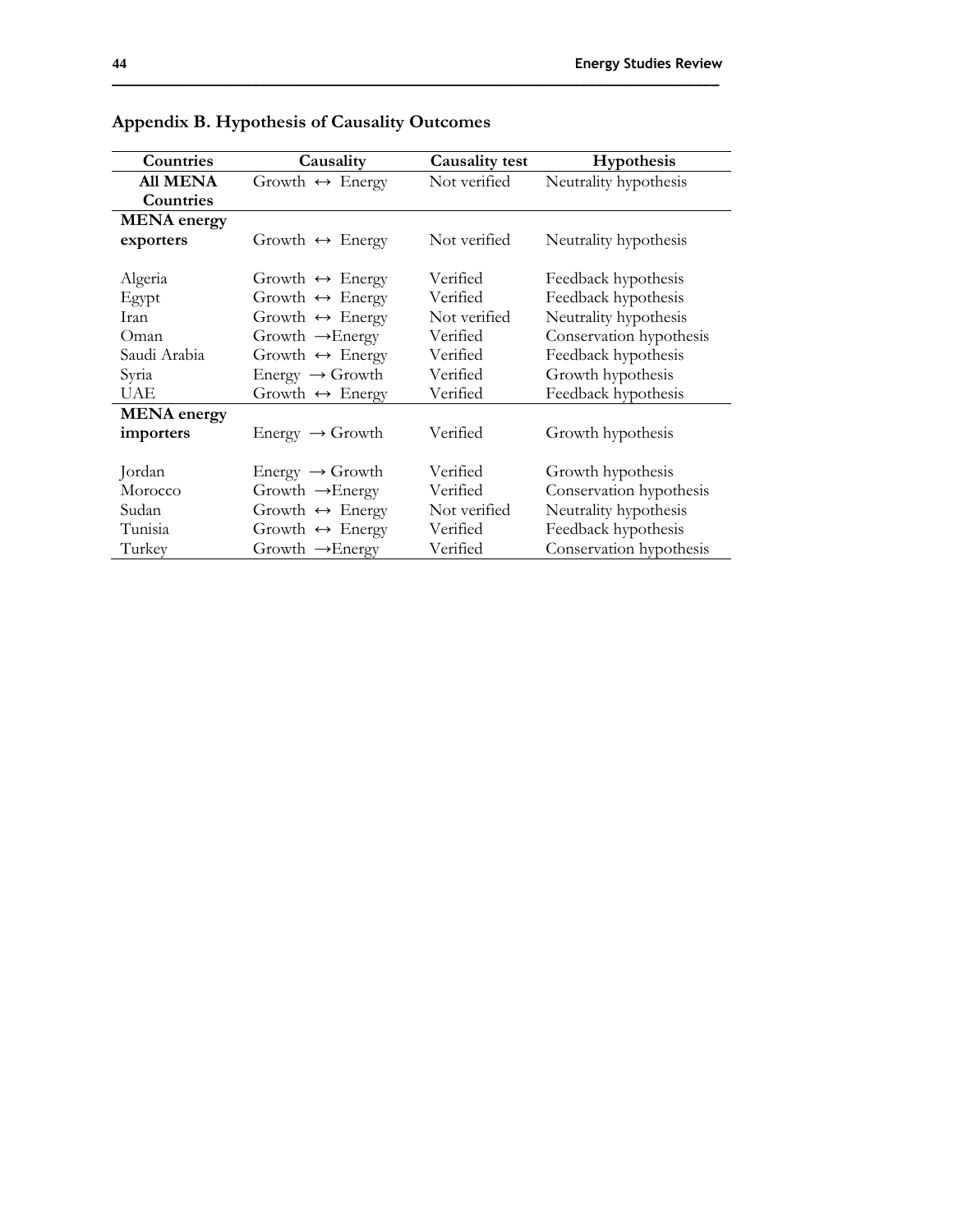## Appendix B. Hypothesis of Causality Outcomes

| Countries | Causality | Causality test | Hypothesis |
|---|---|---|---|
| **All MENA Countries** | Growth ↔ Energy | Not verified | Neutrality hypothesis |
| **MENA energy exporters** | Growth ↔ Energy | Not verified | Neutrality hypothesis |
| Algeria | Growth ↔ Energy | Verified | Feedback hypothesis |
| Egypt | Growth ↔ Energy | Verified | Feedback hypothesis |
| Iran | Growth ↔ Energy | Not verified | Neutrality hypothesis |
| Oman | Growth →Energy | Verified | Conservation hypothesis |
| Saudi Arabia | Growth ↔ Energy | Verified | Feedback hypothesis |
| Syria | Energy → Growth | Verified | Growth hypothesis |
| UAE | Growth ↔ Energy | Verified | Feedback hypothesis |
| **MENA energy importers** | Energy → Growth | Verified | Growth hypothesis |
| Jordan | Energy → Growth | Verified | Growth hypothesis |
| Morocco | Growth →Energy | Verified | Conservation hypothesis |
| Sudan | Growth ↔ Energy | Not verified | Neutrality hypothesis |
| Tunisia | Growth ↔ Energy | Verified | Feedback hypothesis |
| Turkey | Growth →Energy | Verified | Conservation hypothesis |